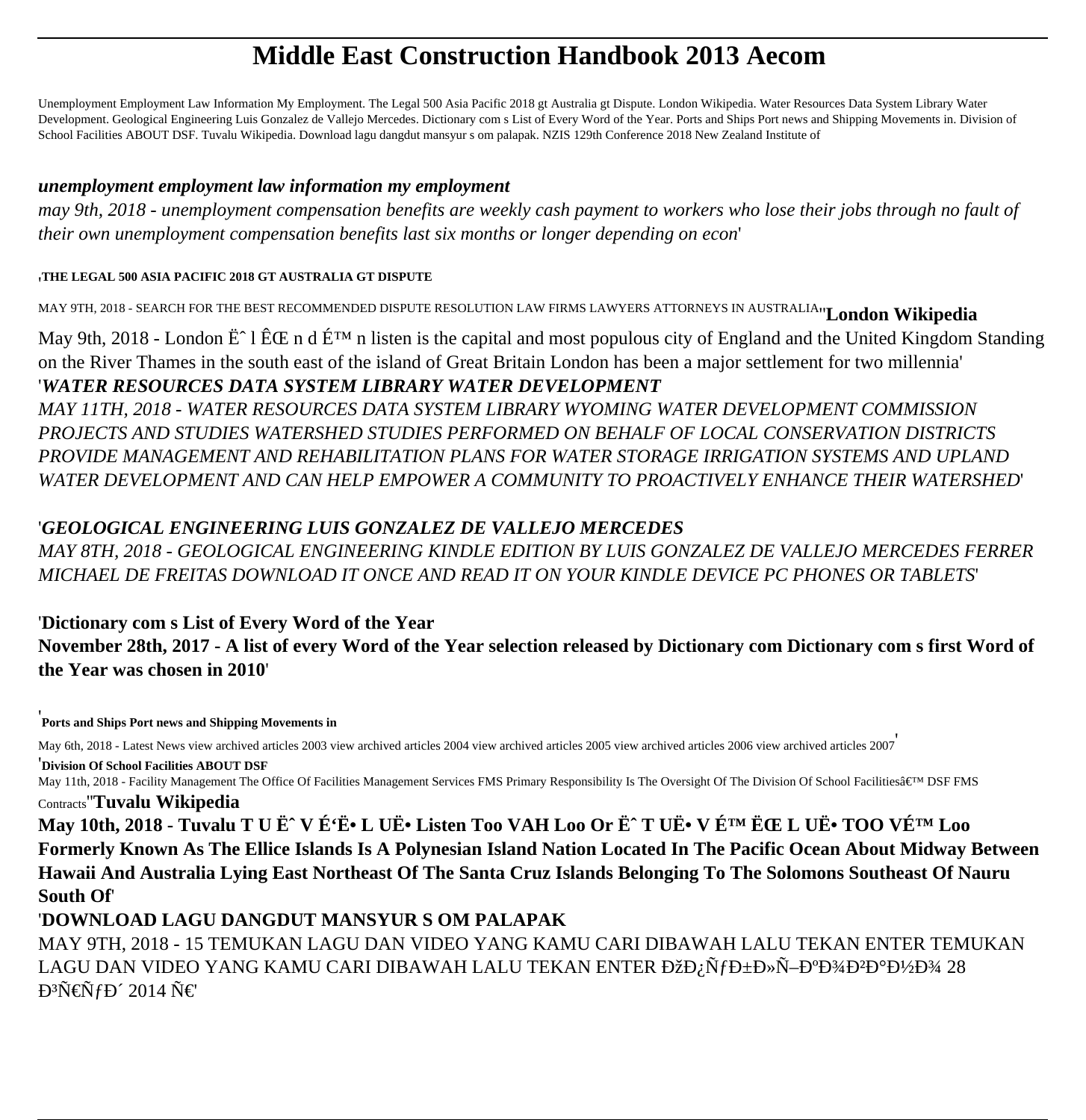# Middle East Construction Handbook 2013 Aecom

Unemployment Employment Law Information My Employment. The Legal 500 Asia Pacific 2018 gt Australia gt Dispute. London Wikipedia. Water Resources Data System Library Water Development. Geological Engineering Luis Gonzalez de Vallejo Mercedes. Dictionary com s List of Every Word of the Year. Ports and Ships Port news and Shipping Movements in. Division of School Facilities ABOUT DSF. Tuvalu Wikipedia. Download lagu dangdut mansyur s om palapak. NZIS 129th Conference 2018 New Zealand Institute of

## *unemployment employment law information my employment*

*may 9th, 2018 - unemployment compensation benefits are weekly cash payment to workers who lose their jobs through no fault of their own unemployment compensation benefits last six months or longer depending on econ*'

'**THE LEGAL 500 ASIA PACIFIC 2018 GT AUSTRALIA GT DISPUTE**

MAY 9TH, 2018 - SEARCH FOR THE BEST RECOMMENDED DISPUTE RESOLUTION LAW FIRMS LAWYERS ATTORNEYS IN AUSTRALIA''**London Wikipedia**

May 9th, 2018 - London Ëˆ l ÊŒ n d É™ n listen is the capital and most populous city of England and the United Kingdom Standing on the River Thames in the south east of the island of Great Britain London has been a major settlement for two millennia'

'*WATER RESOURCES DATA SYSTEM LIBRARY WATER DEVELOPMENT*

*MAY 11TH, 2018 - WATER RESOURCES DATA SYSTEM LIBRARY WYOMING WATER DEVELOPMENT COMMISSION PROJECTS AND STUDIES WATERSHED STUDIES PERFORMED ON BEHALF OF LOCAL CONSERVATION DISTRICTS PROVIDE MANAGEMENT AND REHABILITATION PLANS FOR WATER STORAGE IRRIGATION SYSTEMS AND UPLAND WATER DEVELOPMENT AND CAN HELP EMPOWER A COMMUNITY TO PROACTIVELY ENHANCE THEIR WATERSHED*'

'*GEOLOGICAL ENGINEERING LUIS GONZALEZ DE VALLEJO MERCEDES*

*MAY 8TH, 2018 - GEOLOGICAL ENGINEERING KINDLE EDITION BY LUIS GONZALEZ DE VALLEJO MERCEDES FERRER MICHAEL DE FREITAS DOWNLOAD IT ONCE AND READ IT ON YOUR KINDLE DEVICE PC PHONES OR TABLETS*'

'**Dictionary com s List of Every Word of the Year**

**November 28th, 2017 - A list of every Word of the Year selection released by Dictionary com Dictionary com s first Word of the Year was chosen in 2010**'

'**Ports and Ships Port news and Shipping Movements in**

May 6th, 2018 - Latest News view archived articles 2003 view archived articles 2004 view archived articles 2005 view archived articles 2006 view archived articles 2007'

'**Division Of School Facilities ABOUT DSF**

May 11th, 2018 - Facility Management The Office Of Facilities Management Services FMS Primary Responsibility Is The Oversight Of The Division Of School Facilitiesâ€™ DSF FMS Contracts''**Tuvalu Wikipedia**

**May 10th, 2018 - Tuvalu T U Ëˆ V É'Ë• L UË• Listen Too VAH Loo Or Ëˆ T UË• V É™ ËŒ L UË• TOO VÉ™ Loo Formerly Known As The Ellice Islands Is A Polynesian Island Nation Located In The Pacific Ocean About Midway Between Hawaii And Australia Lying East Northeast Of The Santa Cruz Islands Belonging To The Solomons Southeast Of Nauru South Of**'

'**DOWNLOAD LAGU DANGDUT MANSYUR S OM PALAPAK**

MAY 9TH, 2018 - 15 TEMUKAN LAGU DAN VIDEO YANG KAMU CARI DIBAWAH LALU TEKAN ENTER TEMUKAN LAGU DAN VIDEO YANG KAMU CARI DIBAWAH LALU TEKAN ENTER ĐžĐ¿ÑƒĐ±Đ»Ñ–ĐºĐ¾Đ²Đ°Đ½Đ¾ 28 Đ³Ñ€ÑƒĐ´ 2014 Ñ€'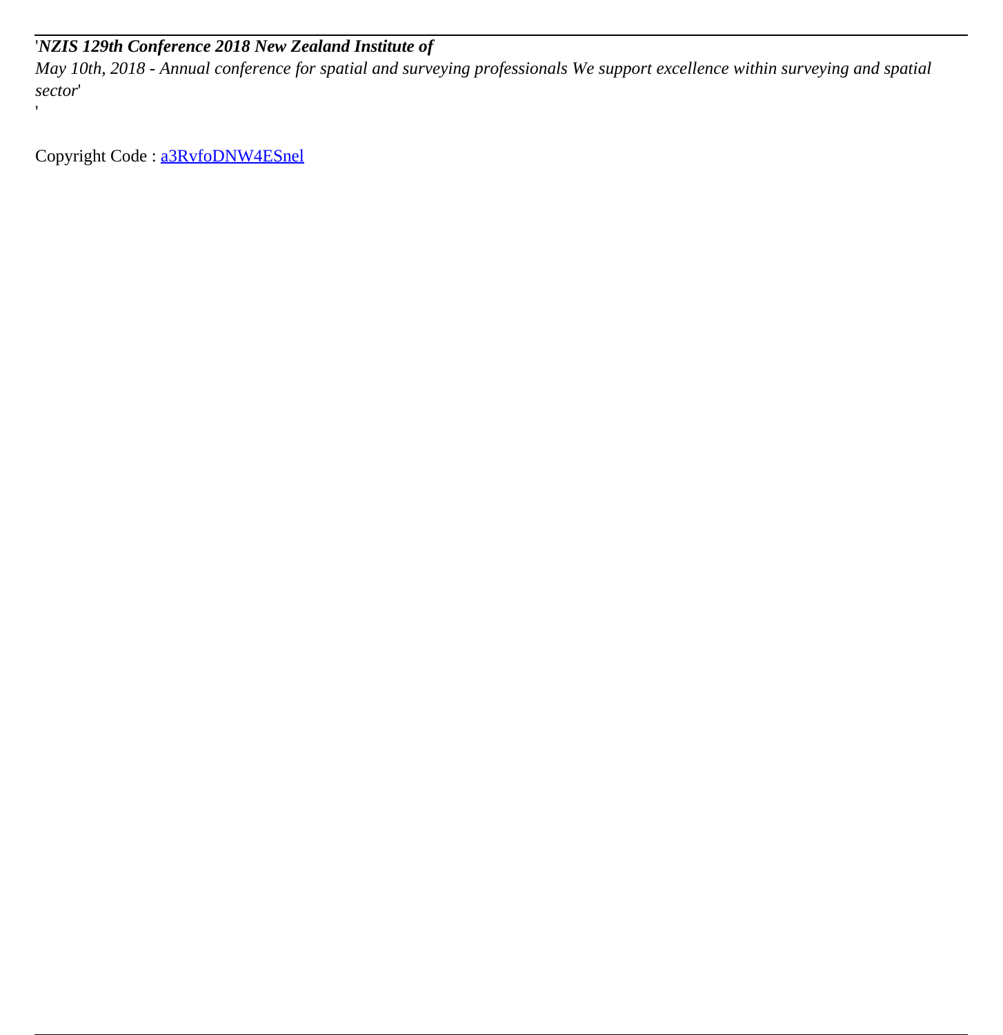'***NZIS 129th Conference 2018 New Zealand Institute of***
*May 10th, 2018 - Annual conference for spatial and surveying professionals We support excellence within surveying and spatial sector*'
'

Copyright Code : a3RvfoDNW4ESnel